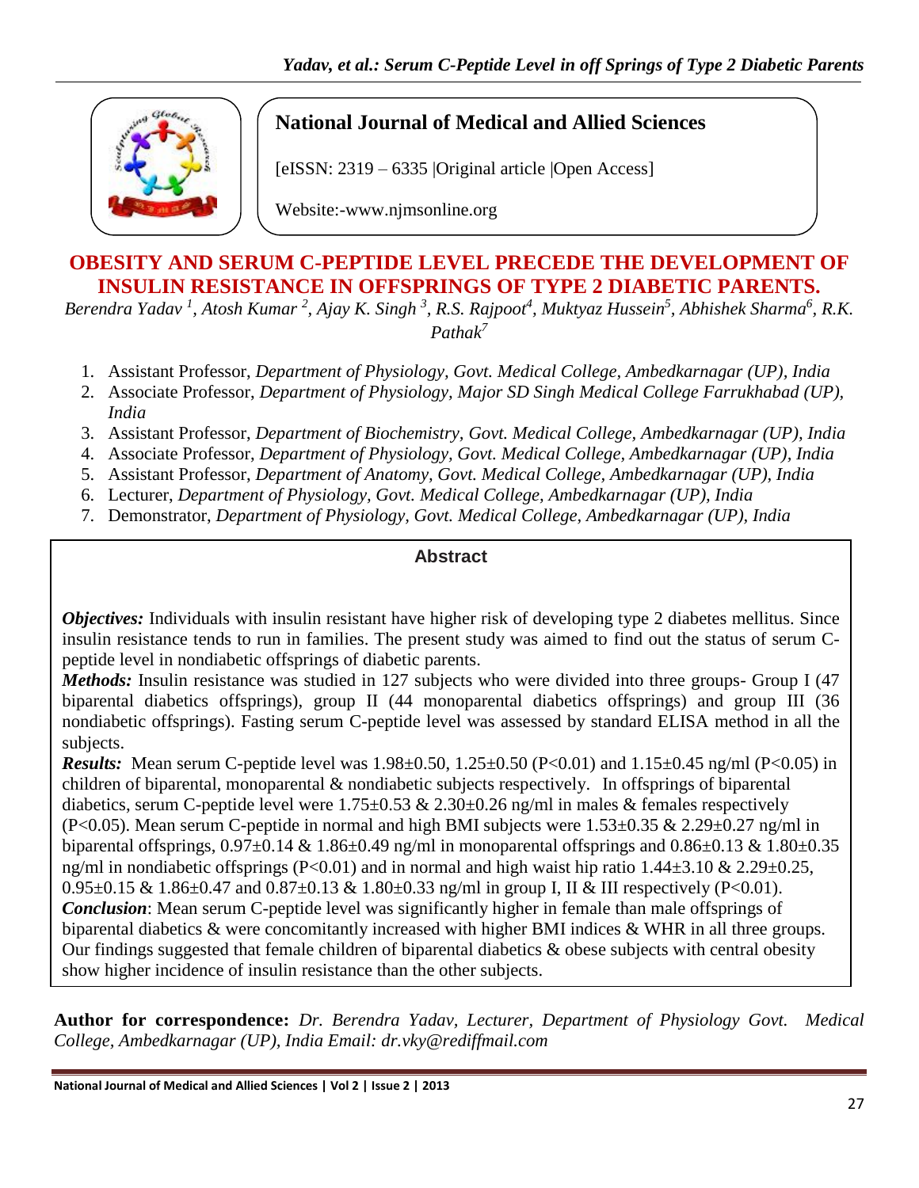# National Journal of Medical and Allied Sciences

[eISSN: 2319 – 6335 |Original article |Open Access]

Website:-www.njmsonline.org

## OBESITY AND SERUM C-PEPTIDE LEVEL PRECEDE THE DEVELOPMENT OF INSULIN RESISTANCE IN OFFSPRINGS OF TYPE 2 DIABETIC PARENTS.

*Berendra Yadav [1], Atosh Kumar [2], Ajay K. Singh [3], R.S. Rajpoot[4], Muktyaz Hussein[5], Abhishek Sharma[6], R.K. Pathak[7]*

1. Assistant Professor, *Department of Physiology, Govt. Medical College, Ambedkarnagar (UP), India*
2. Associate Professor, *Department of Physiology, Major SD Singh Medical College Farrukhabad (UP), India*
3. Assistant Professor, *Department of Biochemistry, Govt. Medical College, Ambedkarnagar (UP), India*
4. Associate Professor, *Department of Physiology, Govt. Medical College, Ambedkarnagar (UP), India*
5. Assistant Professor, *Department of Anatomy, Govt. Medical College, Ambedkarnagar (UP), India*
6. Lecturer, *Department of Physiology, Govt. Medical College, Ambedkarnagar (UP), India*
7. Demonstrator, *Department of Physiology, Govt. Medical College, Ambedkarnagar (UP), India*

### Abstract

***Objectives:*** Individuals with insulin resistant have higher risk of developing type 2 diabetes mellitus. Since insulin resistance tends to run in families. The present study was aimed to find out the status of serum C-peptide level in nondiabetic offsprings of diabetic parents.

***Methods:*** Insulin resistance was studied in 127 subjects who were divided into three groups- Group I (47 biparental diabetics offsprings), group II (44 monoparental diabetics offsprings) and group III (36 nondiabetic offsprings). Fasting serum C-peptide level was assessed by standard ELISA method in all the subjects.

***Results:*** Mean serum C-peptide level was 1.98±0.50, 1.25±0.50 ($P<0.01$) and 1.15±0.45 ng/ml ($P<0.05$) in children of biparental, monoparental & nondiabetic subjects respectively. In offsprings of biparental diabetics, serum C-peptide level were 1.75±0.53 & 2.30±0.26 ng/ml in males & females respectively ($P<0.05$). Mean serum C-peptide in normal and high BMI subjects were 1.53±0.35 & 2.29±0.27 ng/ml in biparental offsprings, 0.97±0.14 & 1.86±0.49 ng/ml in monoparental offsprings and 0.86±0.13 & 1.80±0.35 ng/ml in nondiabetic offsprings ($P<0.01$) and in normal and high waist hip ratio 1.44±3.10 & 2.29±0.25, 0.95±0.15 & 1.86±0.47 and 0.87±0.13 & 1.80±0.33 ng/ml in group I, II & III respectively ($P<0.01$).

***Conclusion***: Mean serum C-peptide level was significantly higher in female than male offsprings of biparental diabetics & were concomitantly increased with higher BMI indices & WHR in all three groups. Our findings suggested that female children of biparental diabetics & obese subjects with central obesity show higher incidence of insulin resistance than the other subjects.

**Author for correspondence:** *Dr. Berendra Yadav, Lecturer, Department of Physiology Govt. Medical College, Ambedkarnagar (UP), India Email: dr.vky@rediffmail.com*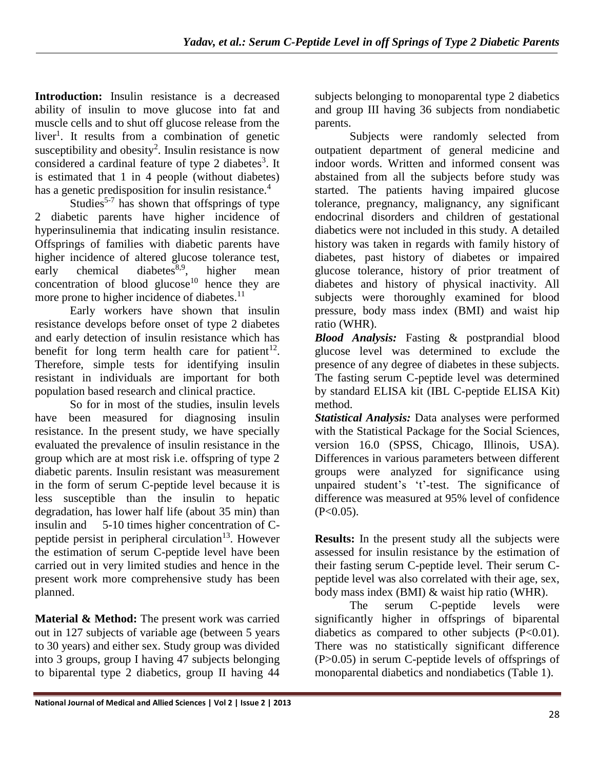**Introduction:** Insulin resistance is a decreased ability of insulin to move glucose into fat and muscle cells and to shut off glucose release from the liver[1]. It results from a combination of genetic susceptibility and obesity[2]. Insulin resistance is now considered a cardinal feature of type 2 diabetes[3]. It is estimated that 1 in 4 people (without diabetes) has a genetic predisposition for insulin resistance.[4]

Studies[5-7] has shown that offsprings of type 2 diabetic parents have higher incidence of hyperinsulinemia that indicating insulin resistance. Offsprings of families with diabetic parents have higher incidence of altered glucose tolerance test, early chemical diabetes[8,9], higher mean concentration of blood glucose[10] hence they are more prone to higher incidence of diabetes.[11]

Early workers have shown that insulin resistance develops before onset of type 2 diabetes and early detection of insulin resistance which has benefit for long term health care for patient[12]. Therefore, simple tests for identifying insulin resistant in individuals are important for both population based research and clinical practice.

So for in most of the studies, insulin levels have been measured for diagnosing insulin resistance. In the present study, we have specially evaluated the prevalence of insulin resistance in the group which are at most risk i.e. offspring of type 2 diabetic parents. Insulin resistant was measurement in the form of serum C-peptide level because it is less susceptible than the insulin to hepatic degradation, has lower half life (about 35 min) than insulin and 5-10 times higher concentration of C-peptide persist in peripheral circulation[13]. However the estimation of serum C-peptide level have been carried out in very limited studies and hence in the present work more comprehensive study has been planned.

**Material & Method:** The present work was carried out in 127 subjects of variable age (between 5 years to 30 years) and either sex. Study group was divided into 3 groups, group I having 47 subjects belonging to biparental type 2 diabetics, group II having 44 subjects belonging to monoparental type 2 diabetics and group III having 36 subjects from nondiabetic parents.

Subjects were randomly selected from outpatient department of general medicine and indoor words. Written and informed consent was abstained from all the subjects before study was started. The patients having impaired glucose tolerance, pregnancy, malignancy, any significant endocrinal disorders and children of gestational diabetics were not included in this study. A detailed history was taken in regards with family history of diabetes, past history of diabetes or impaired glucose tolerance, history of prior treatment of diabetes and history of physical inactivity. All subjects were thoroughly examined for blood pressure, body mass index (BMI) and waist hip ratio (WHR).

***Blood Analysis:*** Fasting & postprandial blood glucose level was determined to exclude the presence of any degree of diabetes in these subjects. The fasting serum C-peptide level was determined by standard ELISA kit (IBL C-peptide ELISA Kit) method.

***Statistical Analysis:*** Data analyses were performed with the Statistical Package for the Social Sciences, version 16.0 (SPSS, Chicago, Illinois, USA). Differences in various parameters between different groups were analyzed for significance using unpaired student's 't'-test. The significance of difference was measured at 95% level of confidence ($P<0.05$).

**Results:** In the present study all the subjects were assessed for insulin resistance by the estimation of their fasting serum C-peptide level. Their serum C-peptide level was also correlated with their age, sex, body mass index (BMI) & waist hip ratio (WHR).

The serum C-peptide levels were significantly higher in offsprings of biparental diabetics as compared to other subjects ($P<0.01$). There was no statistically significant difference ($P>0.05$) in serum C-peptide levels of offsprings of monoparental diabetics and nondiabetics (Table 1).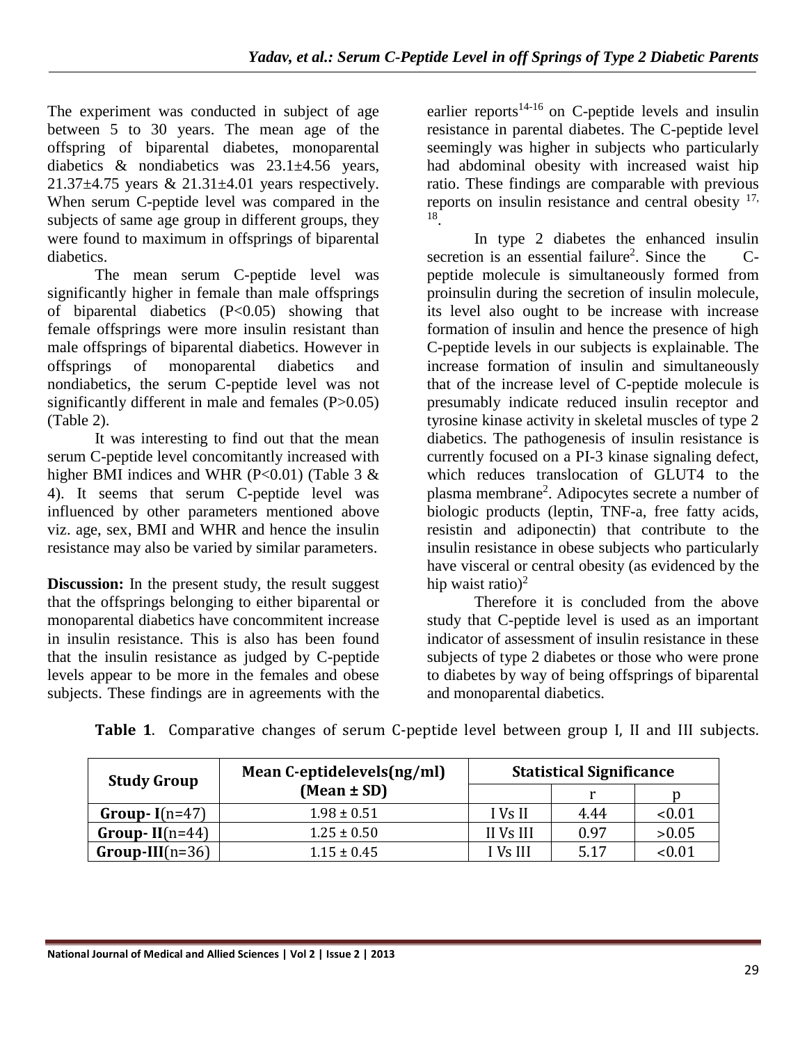The experiment was conducted in subject of age between 5 to 30 years. The mean age of the offspring of biparental diabetes, monoparental diabetics & nondiabetics was 23.1±4.56 years, 21.37±4.75 years & 21.31±4.01 years respectively. When serum C-peptide level was compared in the subjects of same age group in different groups, they were found to maximum in offsprings of biparental diabetics.

The mean serum C-peptide level was significantly higher in female than male offsprings of biparental diabetics ($P<0.05$) showing that female offsprings were more insulin resistant than male offsprings of biparental diabetics. However in offsprings of monoparental diabetics and nondiabetics, the serum C-peptide level was not significantly different in male and females ($P>0.05$) (Table 2).

It was interesting to find out that the mean serum C-peptide level concomitantly increased with higher BMI indices and WHR ($P<0.01$) (Table 3 & 4). It seems that serum C-peptide level was influenced by other parameters mentioned above viz. age, sex, BMI and WHR and hence the insulin resistance may also be varied by similar parameters.

**Discussion:** In the present study, the result suggest that the offsprings belonging to either biparental or monoparental diabetics have concommitent increase in insulin resistance. This is also has been found that the insulin resistance as judged by C-peptide levels appear to be more in the females and obese subjects. These findings are in agreements with the earlier reports[14-16] on C-peptide levels and insulin resistance in parental diabetes. The C-peptide level seemingly was higher in subjects who particularly had abdominal obesity with increased waist hip ratio. These findings are comparable with previous reports on insulin resistance and central obesity [17, 18].

In type 2 diabetes the enhanced insulin secretion is an essential failure[2]. Since the C-peptide molecule is simultaneously formed from proinsulin during the secretion of insulin molecule, its level also ought to be increase with increase formation of insulin and hence the presence of high C-peptide levels in our subjects is explainable. The increase formation of insulin and simultaneously that of the increase level of C-peptide molecule is presumably indicate reduced insulin receptor and tyrosine kinase activity in skeletal muscles of type 2 diabetics. The pathogenesis of insulin resistance is currently focused on a PI-3 kinase signaling defect, which reduces translocation of GLUT4 to the plasma membrane[2]. Adipocytes secrete a number of biologic products (leptin, TNF-a, free fatty acids, resistin and adiponectin) that contribute to the insulin resistance in obese subjects who particularly have visceral or central obesity (as evidenced by the hip waist ratio)[2]

Therefore it is concluded from the above study that C-peptide level is used as an important indicator of assessment of insulin resistance in these subjects of type 2 diabetes or those who were prone to diabetes by way of being offsprings of biparental and monoparental diabetics.

**Table 1**. Comparative changes of serum C-peptide level between group I, II and III subjects.

| Study Group | Mean C-eptidelevels(ng/ml) (Mean ± SD) | Statistical Significance | | |
|---|---|---|---|---|
| | | | r | p |
| **Group- I**(n=47) | 1.98 ± 0.51 | I Vs II | 4.44 | <0.01 |
| **Group- II**(n=44) | 1.25 ± 0.50 | II Vs III | 0.97 | >0.05 |
| **Group-III**(n=36) | 1.15 ± 0.45 | I Vs III | 5.17 | <0.01 |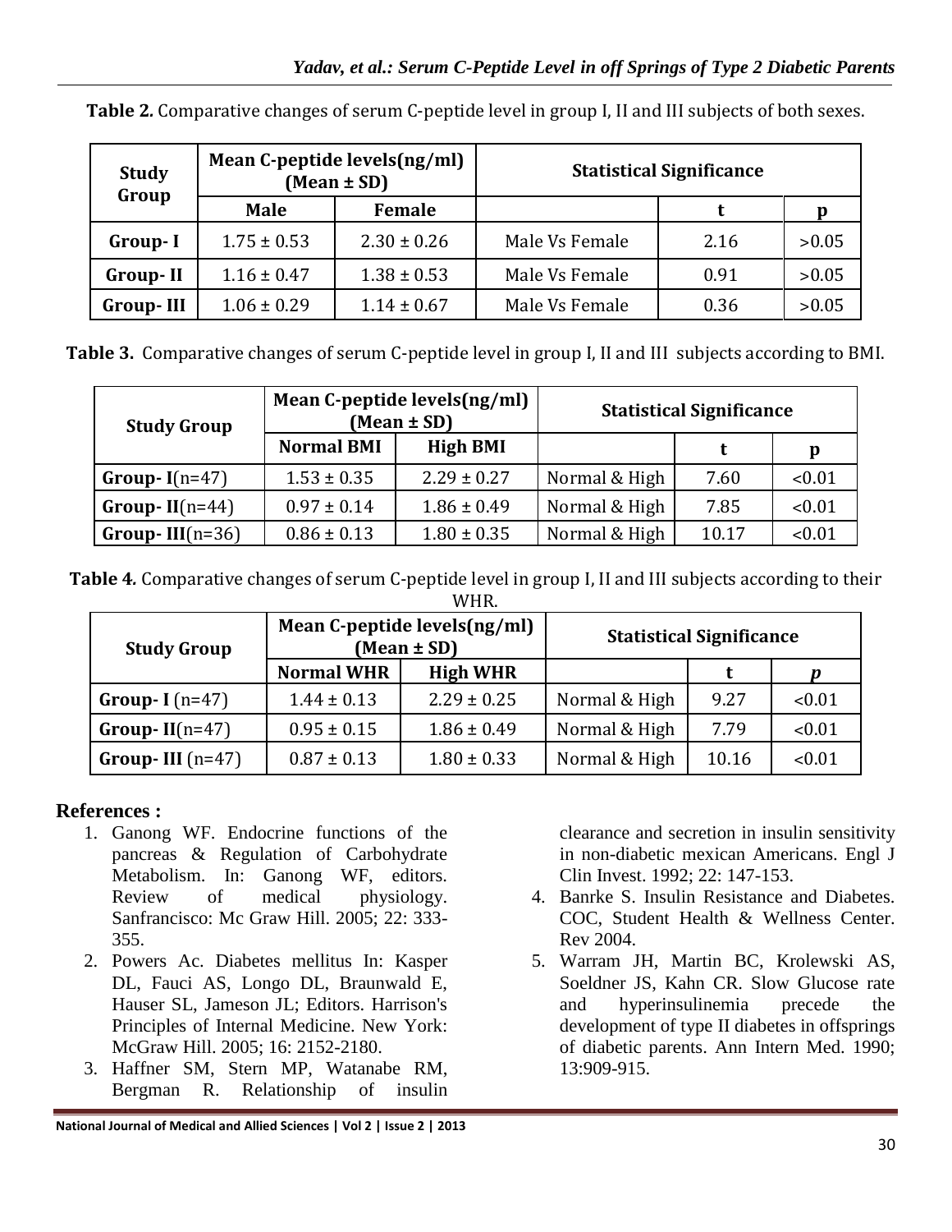**Table 2.** Comparative changes of serum C-peptide level in group I, II and III subjects of both sexes.

| Study Group | Mean C-peptide levels(ng/ml) (Mean ± SD) | | Statistical Significance | | |
|---|---|---|---|---|---|
| | Male | Female | | t | p |
| Group- I | 1.75 ± 0.53 | 2.30 ± 0.26 | Male Vs Female | 2.16 | >0.05 |
| Group- II | 1.16 ± 0.47 | 1.38 ± 0.53 | Male Vs Female | 0.91 | >0.05 |
| Group- III | 1.06 ± 0.29 | 1.14 ± 0.67 | Male Vs Female | 0.36 | >0.05 |

**Table 3.** Comparative changes of serum C-peptide level in group I, II and III subjects according to BMI.

| Study Group | Mean C-peptide levels(ng/ml) (Mean ± SD) | | Statistical Significance | | |
|---|---|---|---|---|---|
| | Normal BMI | High BMI | | t | p |
| **Group- I**(n=47) | 1.53 ± 0.35 | 2.29 ± 0.27 | Normal & High | 7.60 | <0.01 |
| **Group- II**(n=44) | 0.97 ± 0.14 | 1.86 ± 0.49 | Normal & High | 7.85 | <0.01 |
| **Group- III**(n=36) | 0.86 ± 0.13 | 1.80 ± 0.35 | Normal & High | 10.17 | <0.01 |

**Table 4.** Comparative changes of serum C-peptide level in group I, II and III subjects according to their WHR.

| Study Group | Mean C-peptide levels(ng/ml) (Mean ± SD) | | Statistical Significance | | |
|---|---|---|---|---|---|
| | Normal WHR | High WHR | | t | *p* |
| **Group- I** (n=47) | 1.44 ± 0.13 | 2.29 ± 0.25 | Normal & High | 9.27 | <0.01 |
| **Group- II**(n=47) | 0.95 ± 0.15 | 1.86 ± 0.49 | Normal & High | 7.79 | <0.01 |
| **Group- III** (n=47) | 0.87 ± 0.13 | 1.80 ± 0.33 | Normal & High | 10.16 | <0.01 |

## References :

1. Ganong WF. Endocrine functions of the pancreas & Regulation of Carbohydrate Metabolism. In: Ganong WF, editors. Review of medical physiology. Sanfrancisco: Mc Graw Hill. 2005; 22: 333-355.
2. Powers Ac. Diabetes mellitus In: Kasper DL, Fauci AS, Longo DL, Braunwald E, Hauser SL, Jameson JL; Editors. Harrison's Principles of Internal Medicine. New York: McGraw Hill. 2005; 16: 2152-2180.
3. Haffner SM, Stern MP, Watanabe RM, Bergman R. Relationship of insulin clearance and secretion in insulin sensitivity in non-diabetic mexican Americans. Engl J Clin Invest. 1992; 22: 147-153.
4. Banrke S. Insulin Resistance and Diabetes. COC, Student Health & Wellness Center. Rev 2004.
5. Warram JH, Martin BC, Krolewski AS, Soeldner JS, Kahn CR. Slow Glucose rate and hyperinsulinemia precede the development of type II diabetes in offsprings of diabetic parents. Ann Intern Med. 1990; 13:909-915.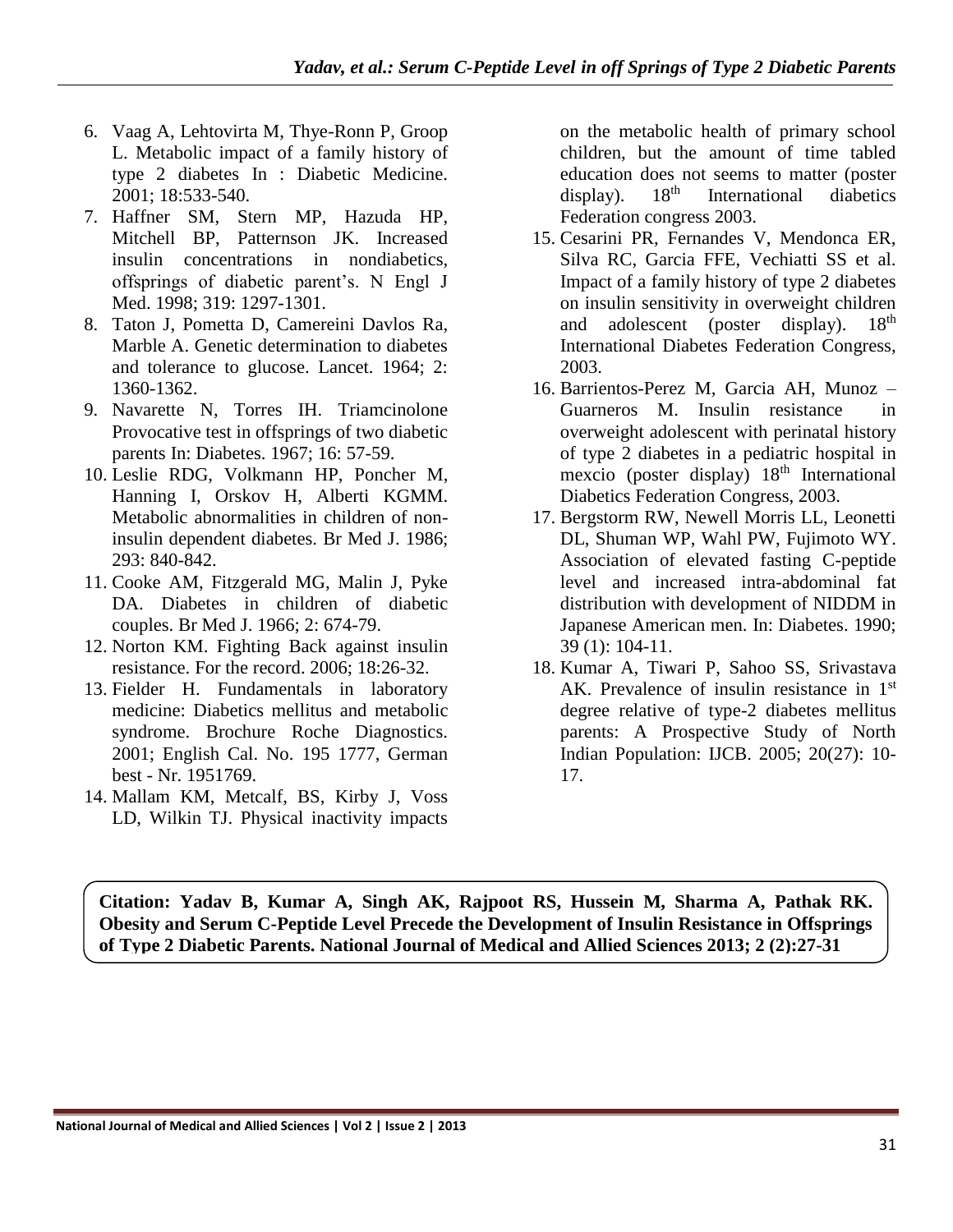6. Vaag A, Lehtovirta M, Thye-Ronn P, Groop L. Metabolic impact of a family history of type 2 diabetes In : Diabetic Medicine. 2001; 18:533-540.
7. Haffner SM, Stern MP, Hazuda HP, Mitchell BP, Patternson JK. Increased insulin concentrations in nondiabetics, offsprings of diabetic parent's. N Engl J Med. 1998; 319: 1297-1301.
8. Taton J, Pometta D, Camereini Davlos Ra, Marble A. Genetic determination to diabetes and tolerance to glucose. Lancet. 1964; 2: 1360-1362.
9. Navarette N, Torres IH. Triamcinolone Provocative test in offsprings of two diabetic parents In: Diabetes. 1967; 16: 57-59.
10. Leslie RDG, Volkmann HP, Poncher M, Hanning I, Orskov H, Alberti KGMM. Metabolic abnormalities in children of non-insulin dependent diabetes. Br Med J. 1986; 293: 840-842.
11. Cooke AM, Fitzgerald MG, Malin J, Pyke DA. Diabetes in children of diabetic couples. Br Med J. 1966; 2: 674-79.
12. Norton KM. Fighting Back against insulin resistance. For the record. 2006; 18:26-32.
13. Fielder H. Fundamentals in laboratory medicine: Diabetics mellitus and metabolic syndrome. Brochure Roche Diagnostics. 2001; English Cal. No. 195 1777, German best - Nr. 1951769.
14. Mallam KM, Metcalf, BS, Kirby J, Voss LD, Wilkin TJ. Physical inactivity impacts on the metabolic health of primary school children, but the amount of time tabled education does not seems to matter (poster display). 18th International diabetics Federation congress 2003.
15. Cesarini PR, Fernandes V, Mendonca ER, Silva RC, Garcia FFE, Vechiatti SS et al. Impact of a family history of type 2 diabetes on insulin sensitivity in overweight children and adolescent (poster display). 18th International Diabetes Federation Congress, 2003.
16. Barrientos-Perez M, Garcia AH, Munoz – Guarneros M. Insulin resistance in overweight adolescent with perinatal history of type 2 diabetes in a pediatric hospital in mexcio (poster display) 18th International Diabetics Federation Congress, 2003.
17. Bergstorm RW, Newell Morris LL, Leonetti DL, Shuman WP, Wahl PW, Fujimoto WY. Association of elevated fasting C-peptide level and increased intra-abdominal fat distribution with development of NIDDM in Japanese American men. In: Diabetes. 1990; 39 (1): 104-11.
18. Kumar A, Tiwari P, Sahoo SS, Srivastava AK. Prevalence of insulin resistance in 1st degree relative of type-2 diabetes mellitus parents: A Prospective Study of North Indian Population: IJCB. 2005; 20(27): 10-17.

**Citation: Yadav B, Kumar A, Singh AK, Rajpoot RS, Hussein M, Sharma A, Pathak RK. Obesity and Serum C-Peptide Level Precede the Development of Insulin Resistance in Offsprings of Type 2 Diabetic Parents. National Journal of Medical and Allied Sciences 2013; 2 (2):27-31**